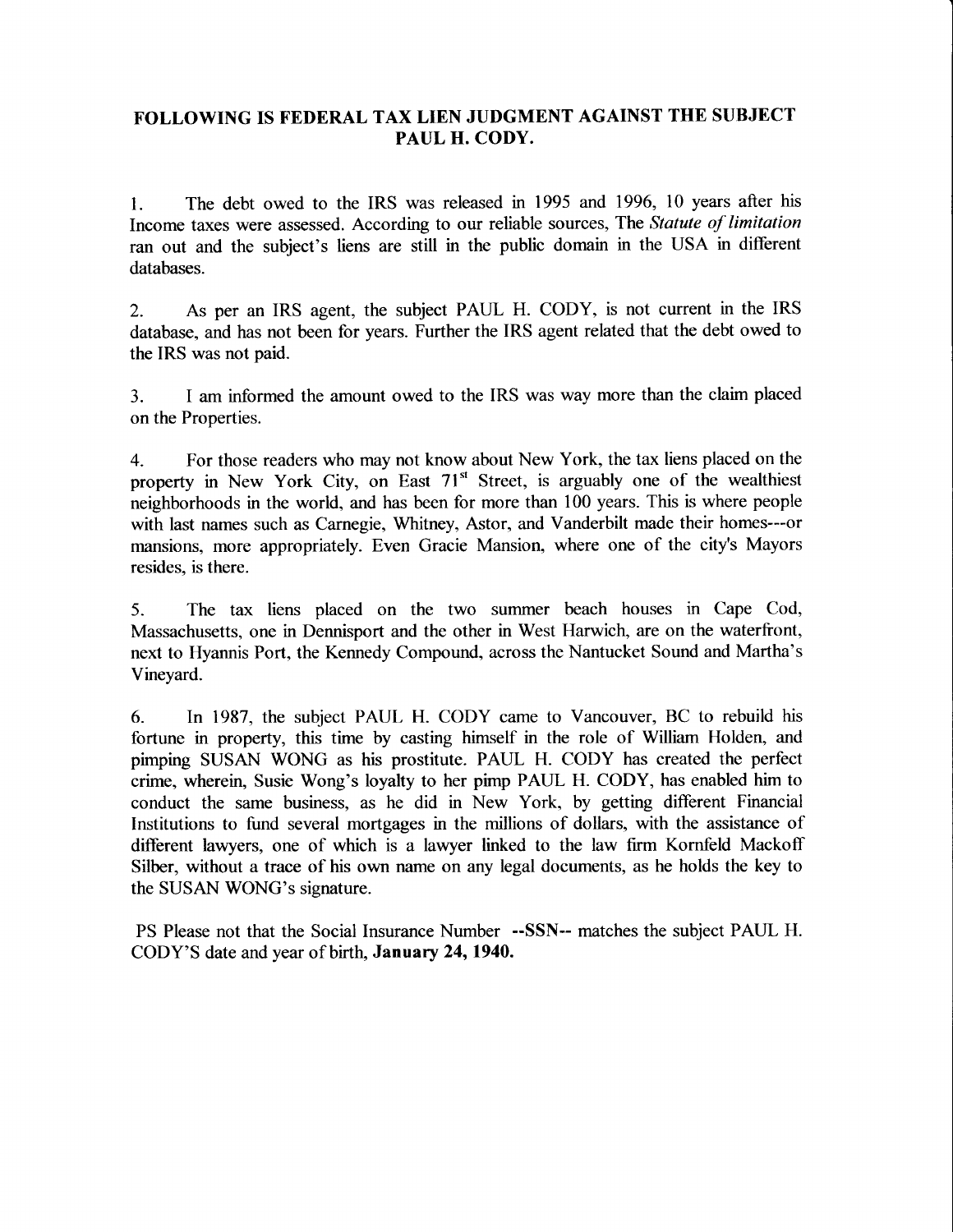## FOLLOWING IS FEDERAL TAX LIEN JUDGMENT AGAINST THE SUBJECT PAUL H. CODY.

1. The debt owed to the IRS was released in 1995 and 1996, 10 years after his Income taxes were assessed. According to our reliable sources, The *Statute of limitation* ran out and the subject's liens are still in the public domain in the USA in different databases.

2. As per an IRS agent, the subject PAUL H. CODY, is not current in the IRS database, and has not been for years. Further the IRS agent related that the debt owed to the IRS was not paid.

3. I am informed the amount owed to the IRS was way more than the claim placed on the Properties.

4. For those readers who may not know about New York, the tax liens placed on the property in New York City, on East 71st Street, is arguably one of the wealthiest neighborhoods in the world, and has been for more than 100 years. This is where people with last names such as Carnegie, Whitney, Astor, and Vanderbilt made their homes---or mansions, more appropriately. Even Gracie Mansion, where one of the city's Mayors resides, is there.

5. The tax liens placed on the two summer beach houses in Cape Cod, Massachusetts, one in Dennisport and the other in West Harwich, are on the waterfront, next to Hyannis Port, the Kennedy Compound, across the Nantucket Sound and Martha's Vineyard.

6. In 1987, the subject PAUL H. CODY came to Vancouver, BC to rebuild his fortune in property, this time by casting himself in the role of William Holden, and pimping SUSAN WONG as his prostitute. PAUL H. CODY has created the perfect crime, wherein, Susie Wong's loyalty to her pimp PAUL H. CODY, has enabled him to conduct the same business, as he did in New York, by getting different Financial Institutions to fund several mortgages in the millions of dollars, with the assistance of different lawyers, one of which is a lawyer linked to the law firm Kornfeld Mackoff Silber, without a trace of his own name on any legal documents, as he holds the key to the SUSAN WONG's signature.

PS Please not that the Social Insurance Number --SSN-- matches the subject PAUL H. CODY'S date and year of birth, **January 24, 1940.**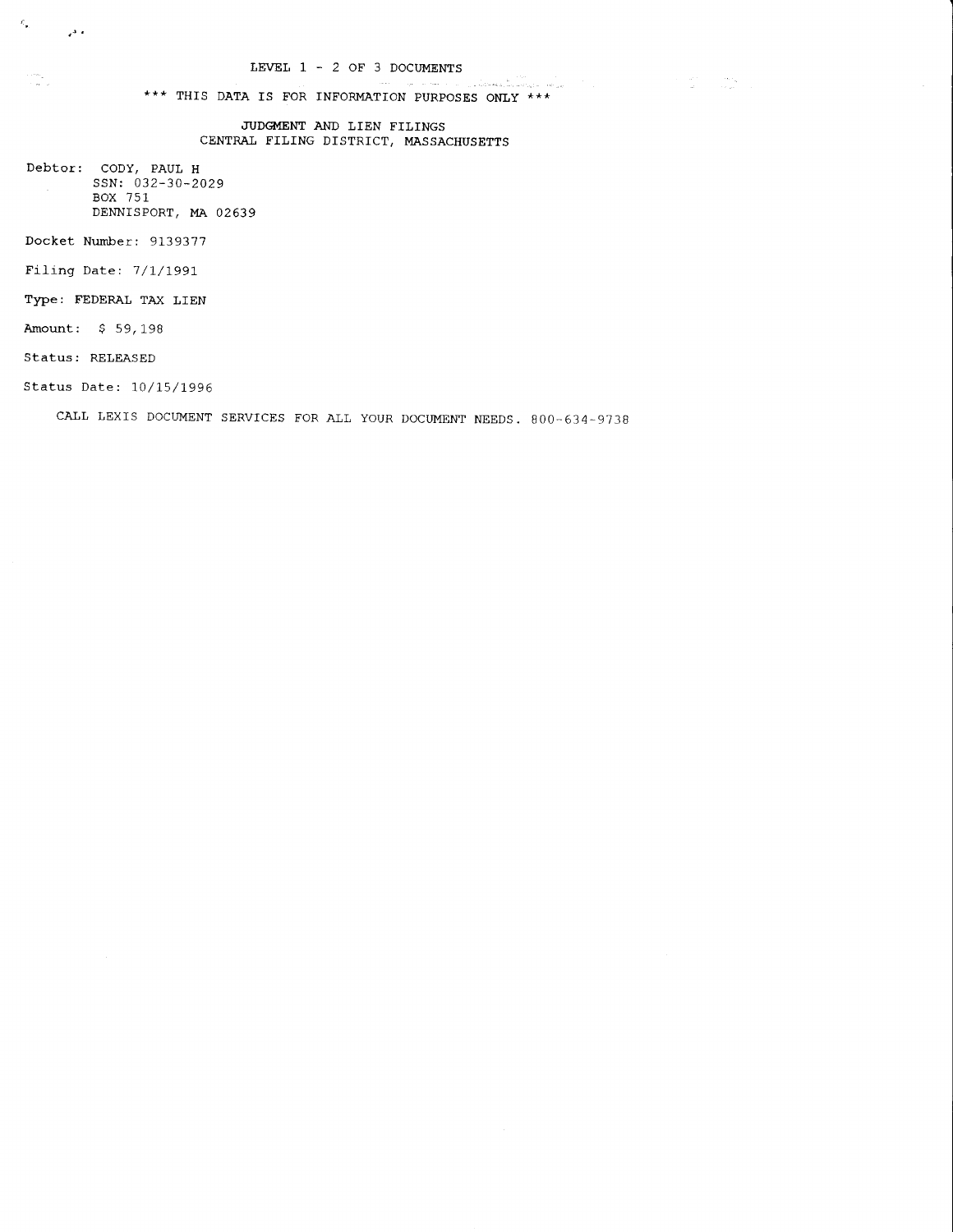LEVEL 1 - 2 OF 3 DOCUMENTS

*** THIS DATA IS FOR INFORMATION PURPOSES ONLY ***

JUDGMENT AND LIEN FILINGS
CENTRAL FILING DISTRICT, MASSACHUSETTS

Debtor: CODY, PAUL H
SSN: 032-30-2029
BOX 751
DENNISPORT, MA 02639

Docket Number: 9139377

Filing Date: 7/1/1991

Type: FEDERAL TAX LIEN

Amount: $ 59,198

Status: RELEASED

Status Date: 10/15/1996

CALL LEXIS DOCUMENT SERVICES FOR ALL YOUR DOCUMENT NEEDS. 800-634-9738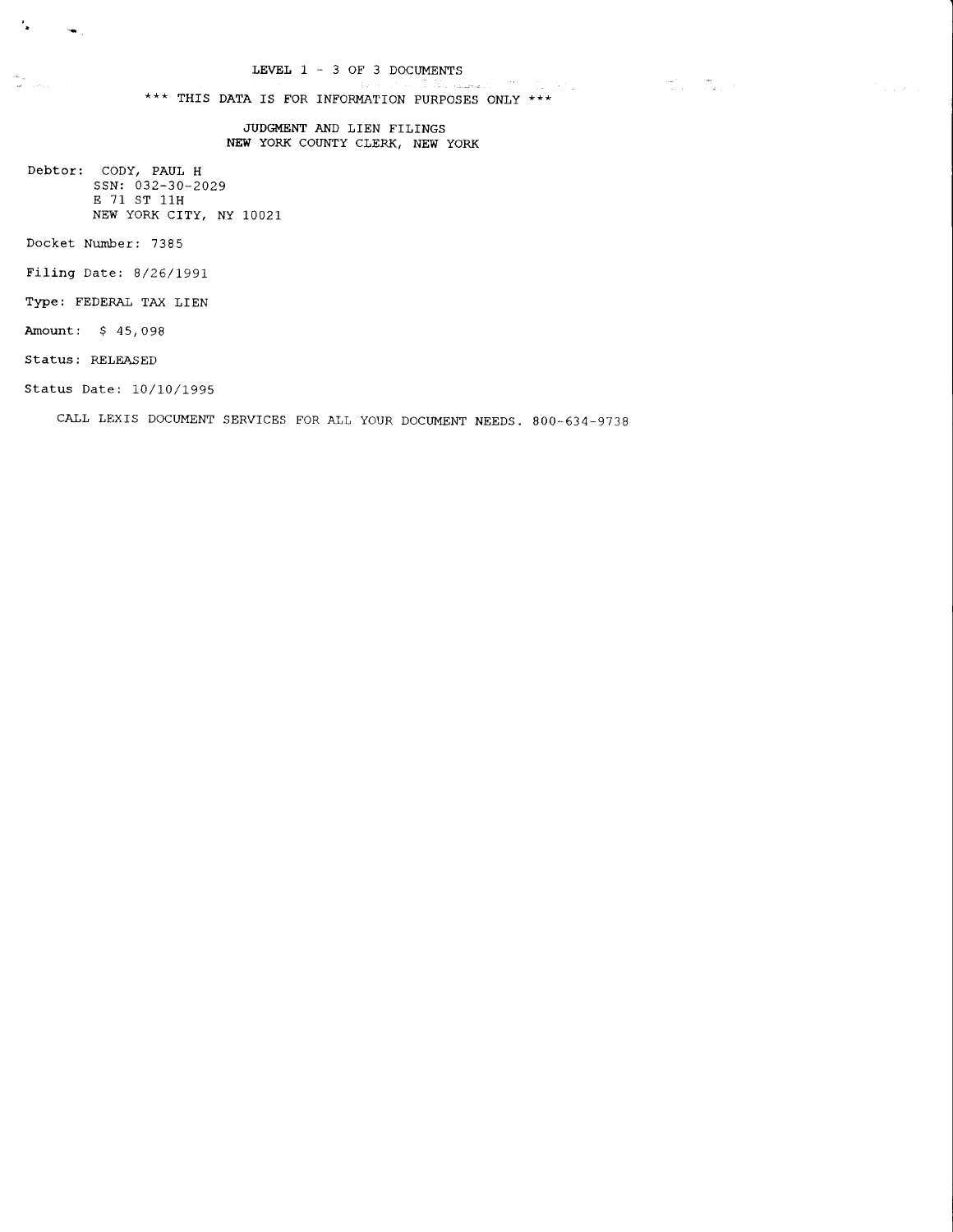LEVEL 1 - 3 OF 3 DOCUMENTS

*** THIS DATA IS FOR INFORMATION PURPOSES ONLY ***

JUDGMENT AND LIEN FILINGS
NEW YORK COUNTY CLERK, NEW YORK

Debtor: CODY, PAUL H
SSN: 032-30-2029
E 71 ST 11H
NEW YORK CITY, NY 10021

Docket Number: 7385

Filing Date: 8/26/1991

Type: FEDERAL TAX LIEN

Amount: $ 45,098

Status: RELEASED

Status Date: 10/10/1995

CALL LEXIS DOCUMENT SERVICES FOR ALL YOUR DOCUMENT NEEDS. 800-634-9738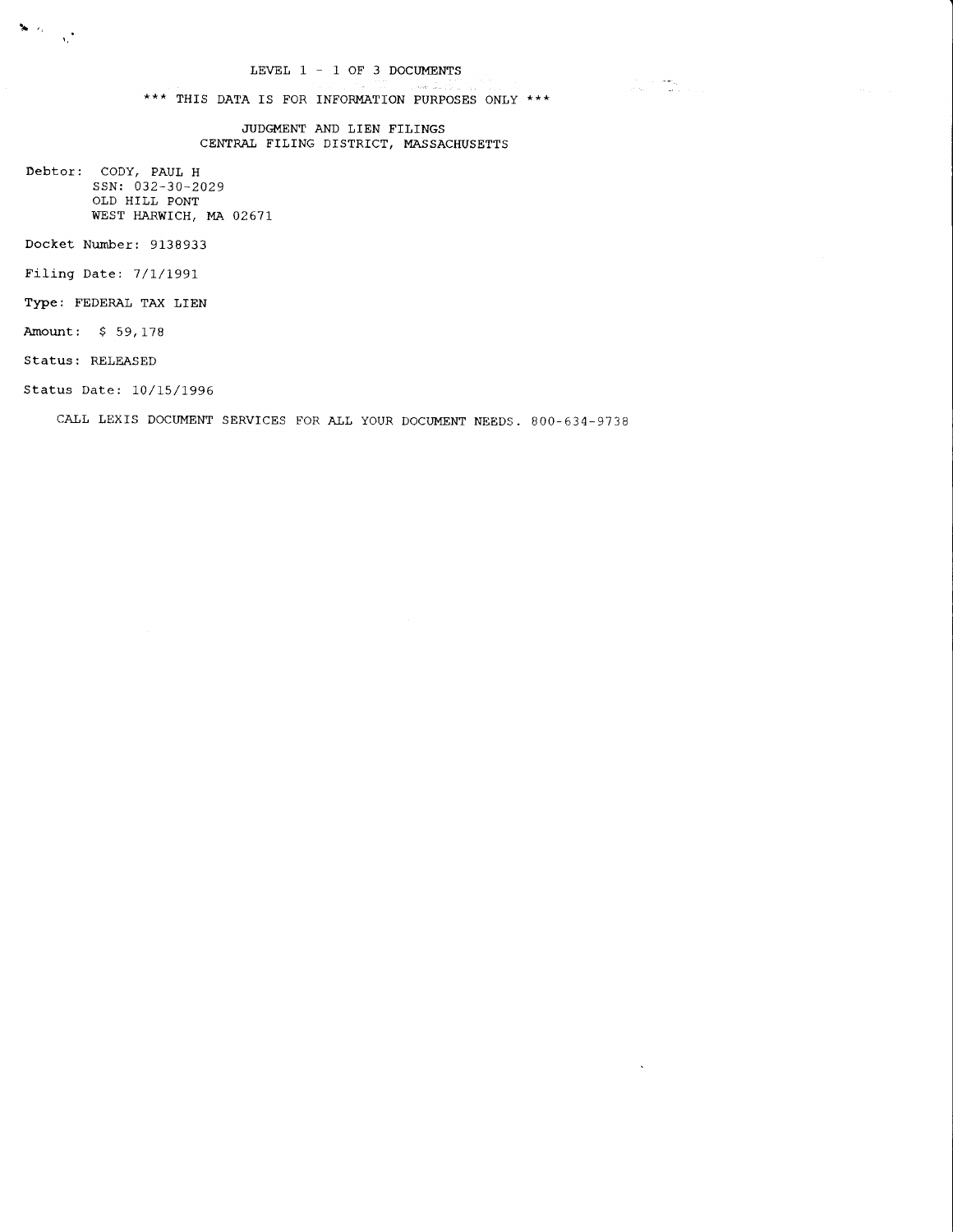LEVEL 1 - 1 OF 3 DOCUMENTS

*** THIS DATA IS FOR INFORMATION PURPOSES ONLY ***

JUDGMENT AND LIEN FILINGS
CENTRAL FILING DISTRICT, MASSACHUSETTS

Debtor: CODY, PAUL H
SSN: 032-30-2029
OLD HILL PONT
WEST HARWICH, MA 02671

Docket Number: 9138933

Filing Date: 7/1/1991

Type: FEDERAL TAX LIEN

Amount: $ 59,178

Status: RELEASED

Status Date: 10/15/1996

CALL LEXIS DOCUMENT SERVICES FOR ALL YOUR DOCUMENT NEEDS. 800-634-9738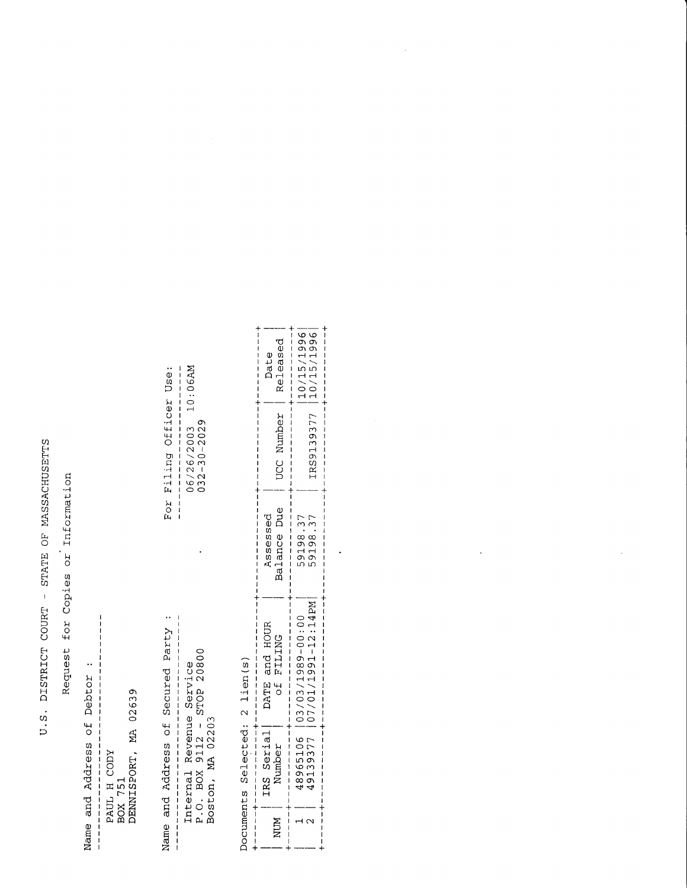# U.S. DISTRICT COURT - STATE OF MASSACHUSETTS

## Request for Copies or Information

Name and Address of Debtor :

PAUL H CODY
BOX 751
DENNISPORT, MA 02639

Name and Address of Secured Party :

Internal Revenue Service
P.O. BOX 9112 - STOP 20800
Boston, MA 02203

For Filing Officer Use:

06/26/2003 10:06AM
032-30-2029

Documents Selected: 2 lien(s)

| NUM | IRS Serial Number | DATE and HOUR of FILING | Assessed Balance Due | UCC Number | Date Released |
|---|---|---|---|---|---|
| 1 | 48965106 | 03/03/1989-00:00 | 59198.37 | | 10/15/1996 |
| 2 | 49139377 | 07/01/1991-12:14PM | 59198.37 | IRS9139377 | 10/15/1996 |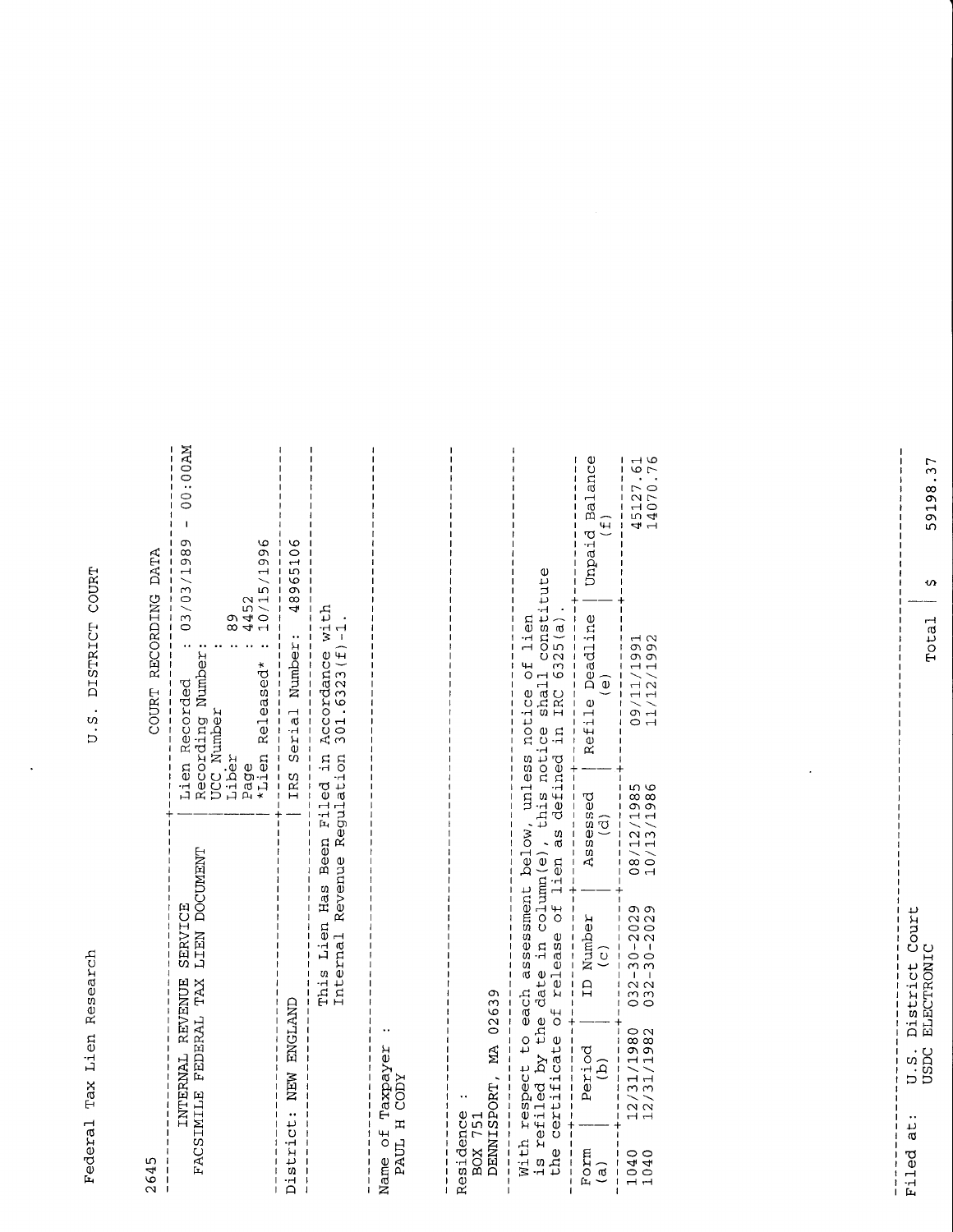Federal Tax Lien Research — U.S. DISTRICT COURT

2645

| INTERNAL REVENUE SERVICE FACSIMILE FEDERAL TAX LIEN DOCUMENT | COURT RECORDING DATA |
|---|---|
| | Lien Recorded : 03/03/1989 - 00:00AM |
| | Recording Number: |
| | UCC Number : |
| | Liber : 89 |
| | Page : 4452 |
| | *Lien Released* : 10/15/1996 |
| District: NEW ENGLAND | IRS Serial Number: 48965106 |

This Lien Has Been Filed in Accordance with Internal Revenue Regulation 301.6323(f)-1.

Name of Taxpayer :
PAUL H CODY

Residence :
BOX 751
DENNISPORT, MA 02639

With respect to each assessment below, unless notice of lien is refiled by the date in column(e), this notice shall constitute the certificate of release of lien as defined in IRC 6325(a).

| Form (a) | Period (b) | ID Number (c) | Assessed (d) | Refile Deadline (e) | Unpaid Balance (f) |
|---|---|---|---|---|---|
| 1040 | 12/31/1980 | 032-30-2029 | 08/12/1985 | 09/11/1991 | 45127.61 |
| 1040 | 12/31/1982 | 032-30-2029 | 10/13/1986 | 11/12/1992 | 14070.76 |

Filed at: U.S. District Court
USDC ELECTRONIC

Total | $ 59198.37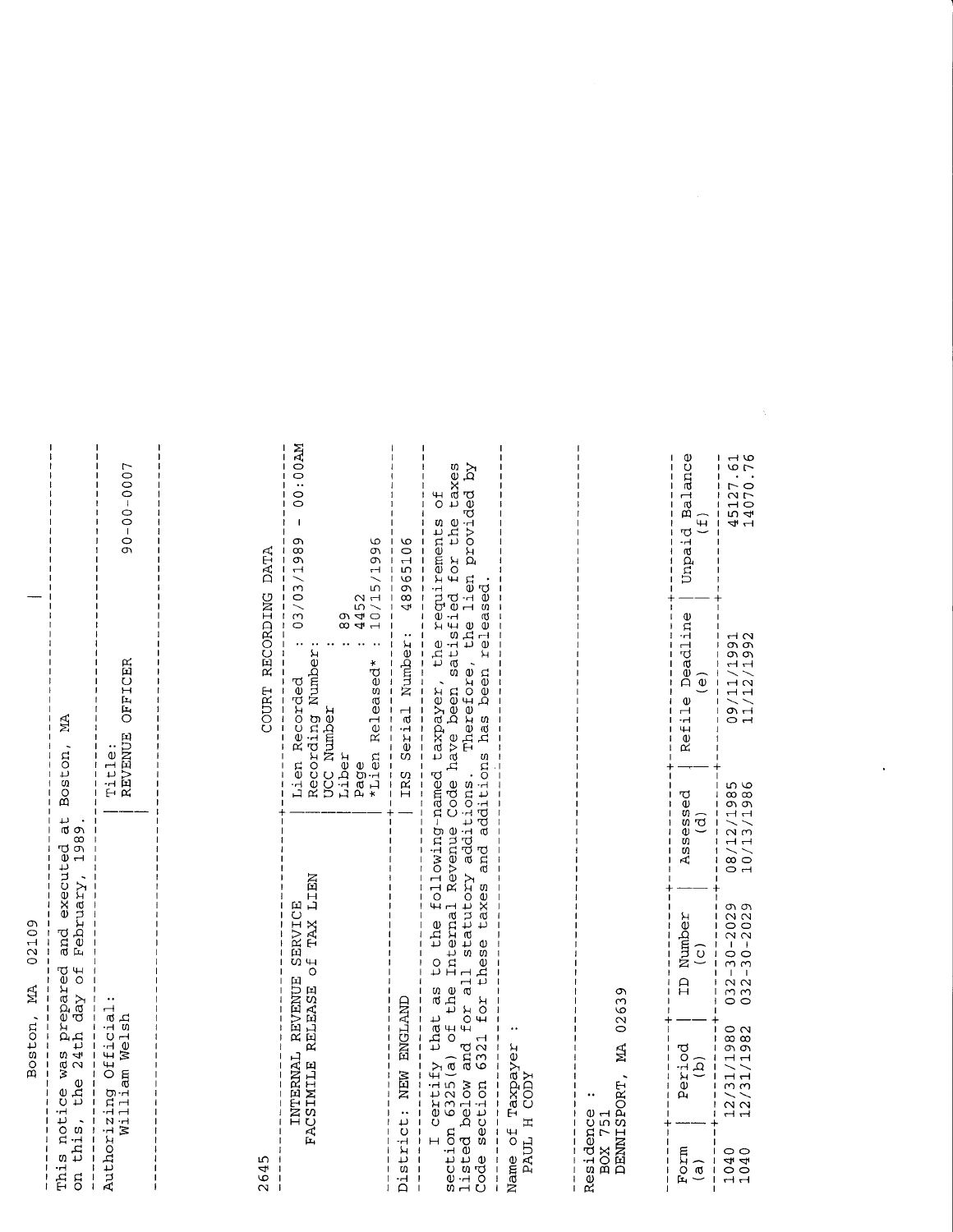Boston, MA 02109

This notice was prepared and executed at Boston, MA on this, the 24th day of February, 1989.

| Authorizing Official: | Title: | |
|---|---|---|
| William Welsh | REVENUE OFFICER | 90-00-0007 |

2645

| INTERNAL REVENUE SERVICE FACSIMILE RELEASE of TAX LIEN | COURT RECORDING DATA |
|---|---|
| | Lien Recorded : 03/03/1989 - 00:00AM |
| | Recording Number: |
| | UCC Number : |
| | Liber : 89 |
| | Page : 4452 |
| | *Lien Released* : 10/15/1996 |
| District: NEW ENGLAND | IRS Serial Number: 48965106 |

I certify that as to the following-named taxpayer, the requirements of section 6325(a) of the Internal Revenue Code have been satisfied for the taxes listed below and for all statutory additions. Therefore, the lien provided by Code section 6321 for these taxes and additions has been released.

Name of Taxpayer :
PAUL H CODY

Residence :
BOX 751
DENNISPORT, MA 02639

| Form (a) | Period (b) | ID Number (c) | Assessed (d) | Refile Deadline (e) | Unpaid Balance (f) |
|---|---|---|---|---|---|
| 1040 | 12/31/1980 | 032-30-2029 | 08/12/1985 | 09/11/1991 | 45127.61 |
| 1040 | 12/31/1982 | 032-30-2029 | 10/13/1986 | 11/12/1992 | 14070.76 |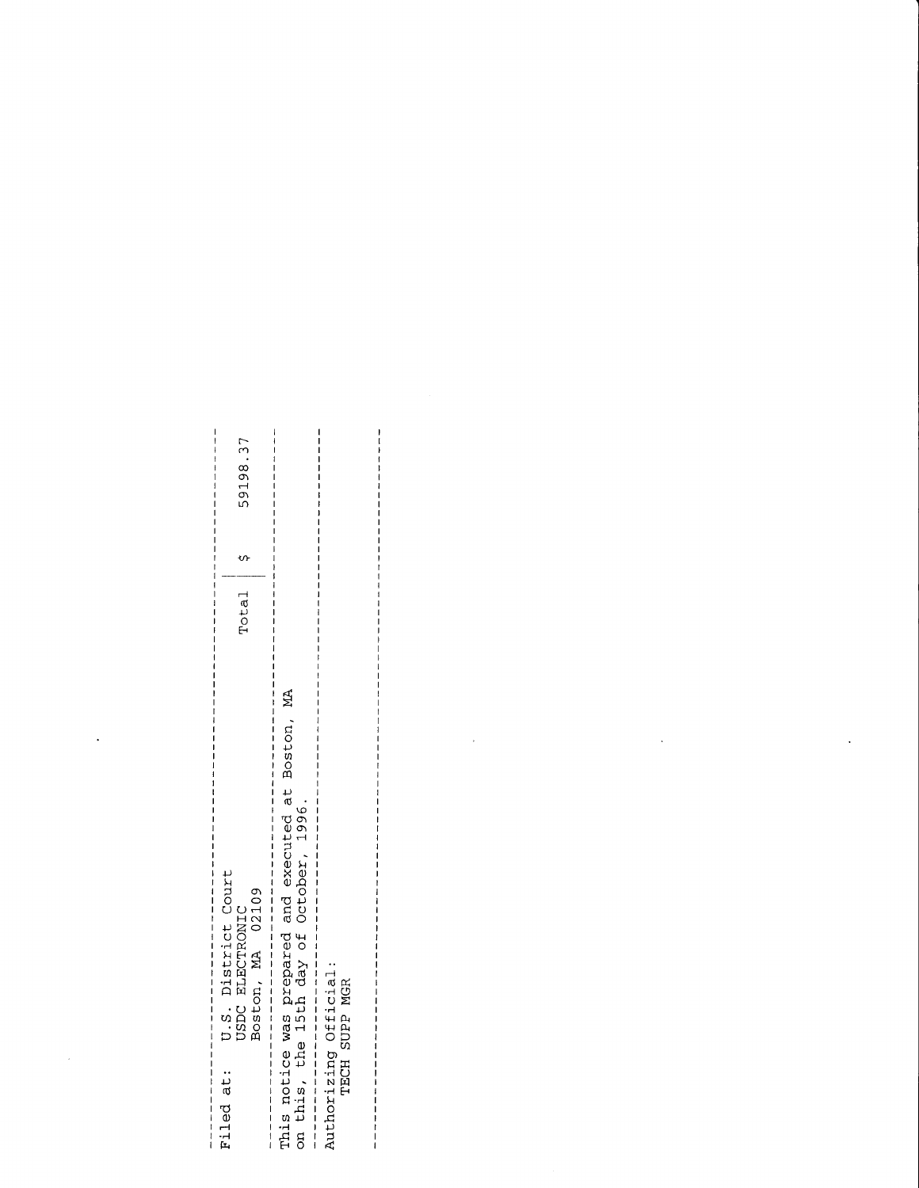| Filed at: | U.S. District Court<br>USDC ELECTRONIC<br>Boston, MA 02109 | Total | $ 59198.37 |
|---|---|---|---|

This notice was prepared and executed at Boston, MA on this, the 15th day of October, 1996.

Authorizing Official:
TECH SUPP MGR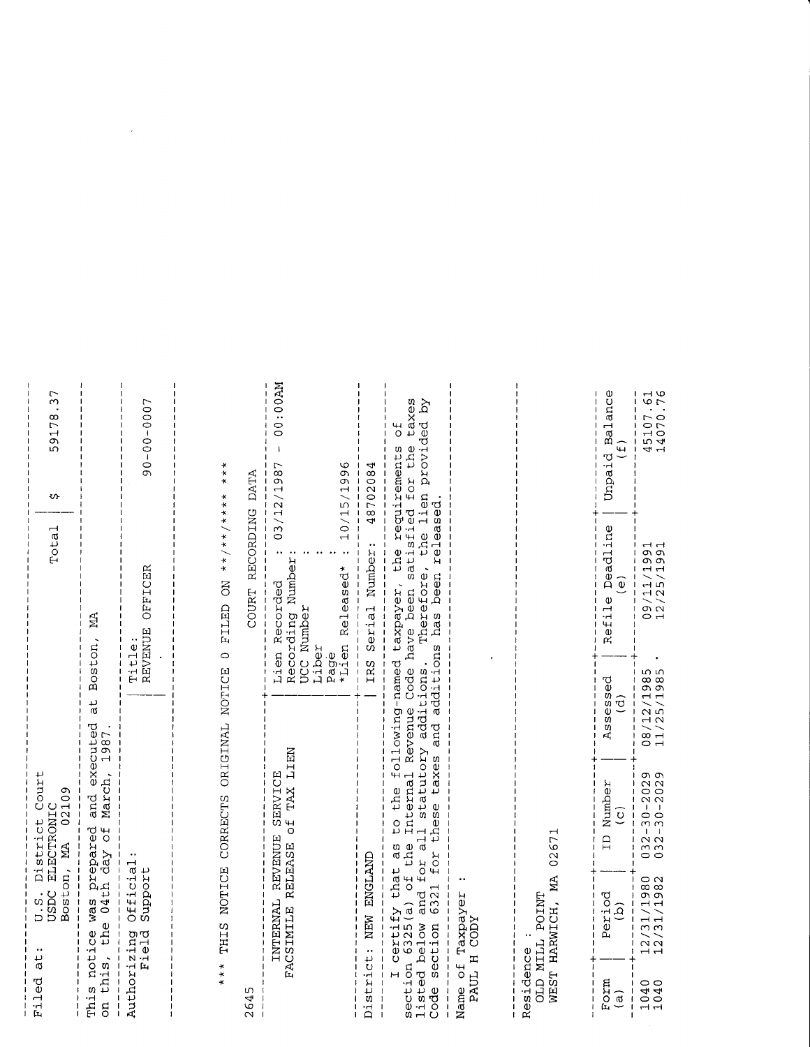Filed at: U.S. District Court
USDC ELECTRONIC
Boston, MA 02109

Total | $ 59178.37

This notice was prepared and executed at Boston, MA
on this, the 04th day of March, 1987.

Authorizing Official:
Field Support

Title:
REVENUE OFFICER

90-00-0007

\*\*\* THIS NOTICE CORRECTS ORIGINAL NOTICE 0 FILED ON \*\*/\*\*/\*\*\*\* \*\*\*

2645

COURT RECORDING DATA

INTERNAL REVENUE SERVICE
FACSIMILE RELEASE of TAX LIEN

Lien Recorded : 03/12/1987 - 00:00AM
Recording Number:
UCC Number :
Liber :
Page :
\*Lien Released\* : 10/15/1996

District: NEW ENGLAND

IRS Serial Number: 48702084

I certify that as to the following-named taxpayer, the requirements of section 6325(a) of the Internal Revenue Code have been satisfied for the taxes listed below and for all statutory additions. Therefore, the lien provided by Code section 6321 for these taxes and additions has been released.

Name of Taxpayer :
PAUL H CODY

Residence :
OLD MILL POINT
WEST HARWICH, MA 02671

| Form (a) | Period (b) | ID Number (c) | Assessed (d) | Refile Deadline (e) | Unpaid Balance (f) |
|---|---|---|---|---|---|
| 1040 | 12/31/1980 | 032-30-2029 | 08/12/1985 | 09/11/1991 | 45107.61 |
| 1040 | 12/31/1982 | 032-30-2029 | 11/25/1985 | 12/25/1991 | 14070.76 |